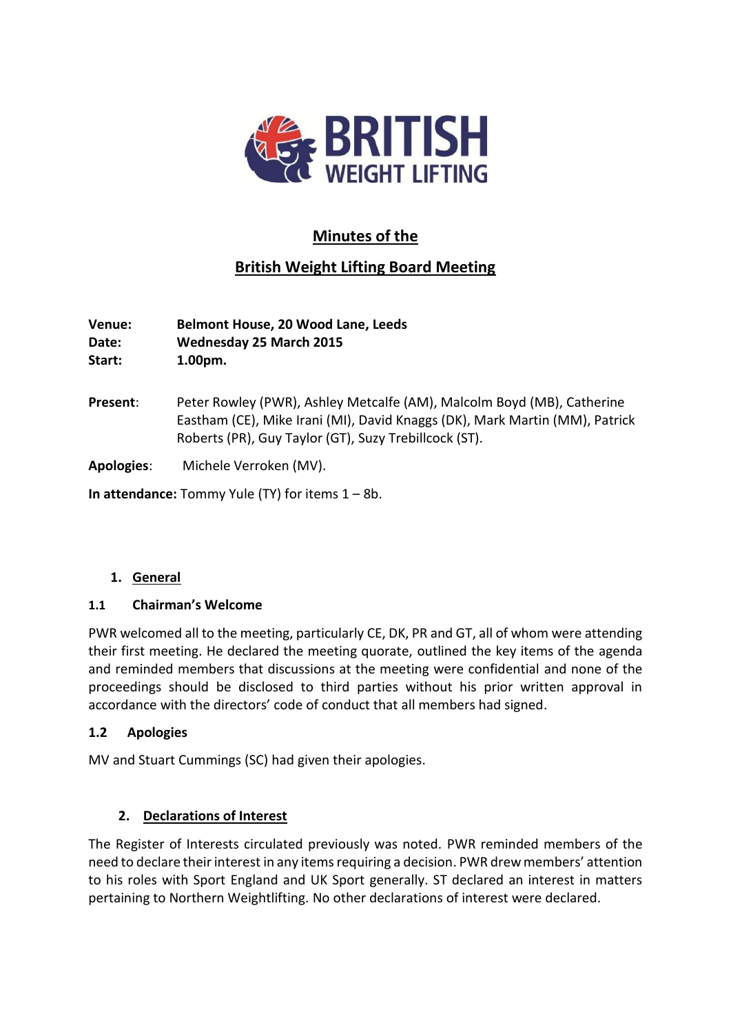# Minutes of the

# British Weight Lifting Board Meeting

**Venue:** **Belmont House, 20 Wood Lane, Leeds**
**Date:** **Wednesday 25 March 2015**
**Start:** **1.00pm.**

**Present**: Peter Rowley (PWR), Ashley Metcalfe (AM), Malcolm Boyd (MB), Catherine Eastham (CE), Mike Irani (MI), David Knaggs (DK), Mark Martin (MM), Patrick Roberts (PR), Guy Taylor (GT), Suzy Trebillcock (ST).

**Apologies**: Michele Verroken (MV).

**In attendance:** Tommy Yule (TY) for items 1 – 8b.

## 1. General

### 1.1 Chairman's Welcome

PWR welcomed all to the meeting, particularly CE, DK, PR and GT, all of whom were attending their first meeting. He declared the meeting quorate, outlined the key items of the agenda and reminded members that discussions at the meeting were confidential and none of the proceedings should be disclosed to third parties without his prior written approval in accordance with the directors' code of conduct that all members had signed.

### 1.2 Apologies

MV and Stuart Cummings (SC) had given their apologies.

## 2. Declarations of Interest

The Register of Interests circulated previously was noted. PWR reminded members of the need to declare their interest in any items requiring a decision. PWR drew members' attention to his roles with Sport England and UK Sport generally. ST declared an interest in matters pertaining to Northern Weightlifting. No other declarations of interest were declared.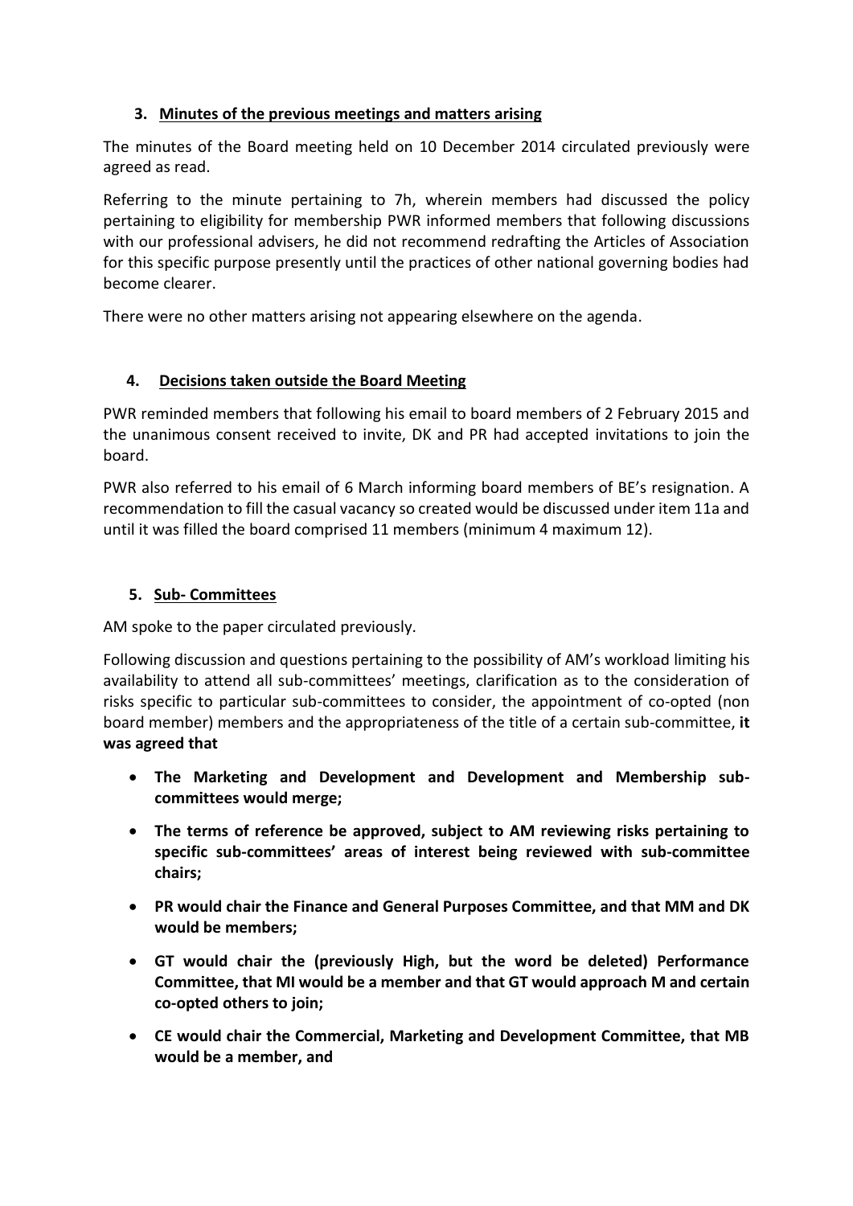## 3. Minutes of the previous meetings and matters arising

The minutes of the Board meeting held on 10 December 2014 circulated previously were agreed as read.

Referring to the minute pertaining to 7h, wherein members had discussed the policy pertaining to eligibility for membership PWR informed members that following discussions with our professional advisers, he did not recommend redrafting the Articles of Association for this specific purpose presently until the practices of other national governing bodies had become clearer.

There were no other matters arising not appearing elsewhere on the agenda.

## 4. Decisions taken outside the Board Meeting

PWR reminded members that following his email to board members of 2 February 2015 and the unanimous consent received to invite, DK and PR had accepted invitations to join the board.

PWR also referred to his email of 6 March informing board members of BE's resignation. A recommendation to fill the casual vacancy so created would be discussed under item 11a and until it was filled the board comprised 11 members (minimum 4 maximum 12).

## 5. Sub- Committees

AM spoke to the paper circulated previously.

Following discussion and questions pertaining to the possibility of AM's workload limiting his availability to attend all sub-committees' meetings, clarification as to the consideration of risks specific to particular sub-committees to consider, the appointment of co-opted (non board member) members and the appropriateness of the title of a certain sub-committee, **it was agreed that**

- **The Marketing and Development and Development and Membership sub-committees would merge;**
- **The terms of reference be approved, subject to AM reviewing risks pertaining to specific sub-committees' areas of interest being reviewed with sub-committee chairs;**
- **PR would chair the Finance and General Purposes Committee, and that MM and DK would be members;**
- **GT would chair the (previously High, but the word be deleted) Performance Committee, that MI would be a member and that GT would approach M and certain co-opted others to join;**
- **CE would chair the Commercial, Marketing and Development Committee, that MB would be a member, and**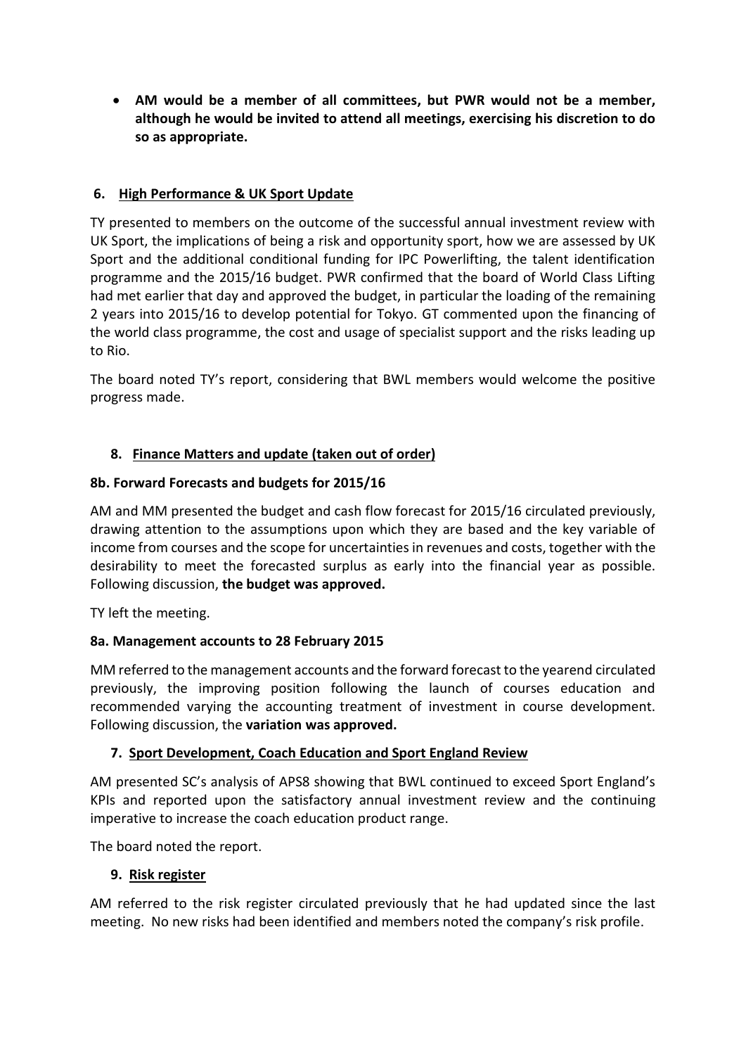- **AM would be a member of all committees, but PWR would not be a member, although he would be invited to attend all meetings, exercising his discretion to do so as appropriate.**

## 6. High Performance & UK Sport Update

TY presented to members on the outcome of the successful annual investment review with UK Sport, the implications of being a risk and opportunity sport, how we are assessed by UK Sport and the additional conditional funding for IPC Powerlifting, the talent identification programme and the 2015/16 budget. PWR confirmed that the board of World Class Lifting had met earlier that day and approved the budget, in particular the loading of the remaining 2 years into 2015/16 to develop potential for Tokyo. GT commented upon the financing of the world class programme, the cost and usage of specialist support and the risks leading up to Rio.

The board noted TY's report, considering that BWL members would welcome the positive progress made.

## 8. Finance Matters and update (taken out of order)

### 8b. Forward Forecasts and budgets for 2015/16

AM and MM presented the budget and cash flow forecast for 2015/16 circulated previously, drawing attention to the assumptions upon which they are based and the key variable of income from courses and the scope for uncertainties in revenues and costs, together with the desirability to meet the forecasted surplus as early into the financial year as possible. Following discussion, **the budget was approved.**

TY left the meeting.

### 8a. Management accounts to 28 February 2015

MM referred to the management accounts and the forward forecast to the yearend circulated previously, the improving position following the launch of courses education and recommended varying the accounting treatment of investment in course development. Following discussion, the **variation was approved.**

## 7. Sport Development, Coach Education and Sport England Review

AM presented SC's analysis of APS8 showing that BWL continued to exceed Sport England's KPIs and reported upon the satisfactory annual investment review and the continuing imperative to increase the coach education product range.

The board noted the report.

## 9. Risk register

AM referred to the risk register circulated previously that he had updated since the last meeting. No new risks had been identified and members noted the company's risk profile.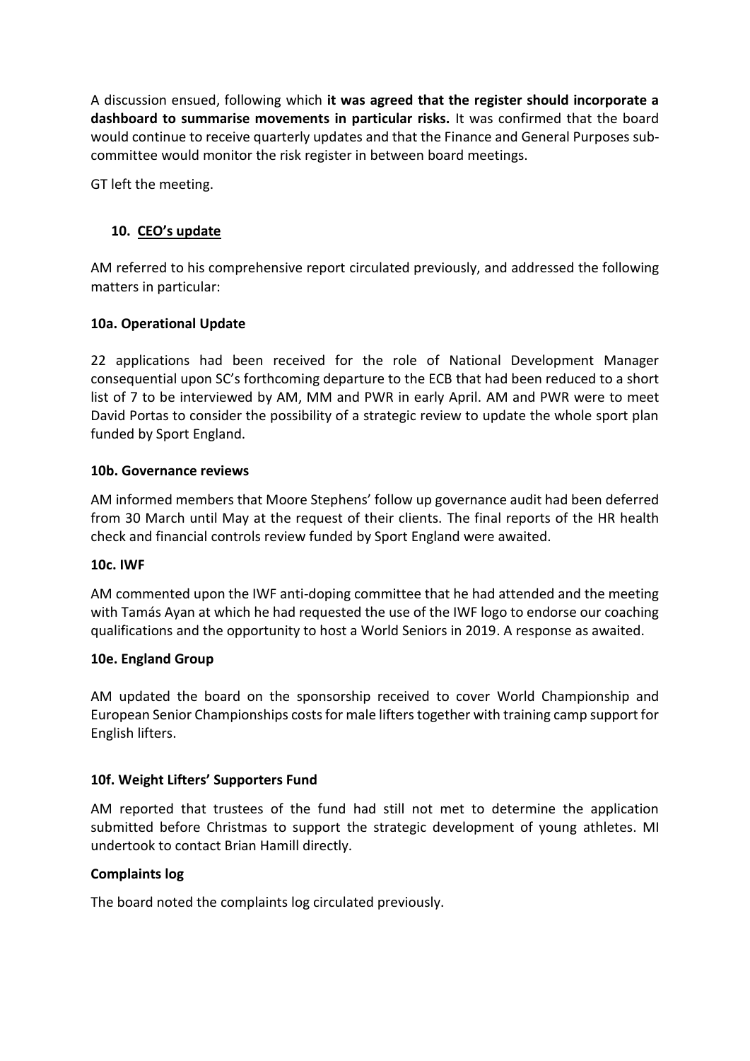A discussion ensued, following which **it was agreed that the register should incorporate a dashboard to summarise movements in particular risks.** It was confirmed that the board would continue to receive quarterly updates and that the Finance and General Purposes sub-committee would monitor the risk register in between board meetings.

GT left the meeting.

## 10. CEO's update

AM referred to his comprehensive report circulated previously, and addressed the following matters in particular:

### 10a. Operational Update

22 applications had been received for the role of National Development Manager consequential upon SC's forthcoming departure to the ECB that had been reduced to a short list of 7 to be interviewed by AM, MM and PWR in early April. AM and PWR were to meet David Portas to consider the possibility of a strategic review to update the whole sport plan funded by Sport England.

### 10b. Governance reviews

AM informed members that Moore Stephens' follow up governance audit had been deferred from 30 March until May at the request of their clients. The final reports of the HR health check and financial controls review funded by Sport England were awaited.

### 10c. IWF

AM commented upon the IWF anti-doping committee that he had attended and the meeting with Tamás Ayan at which he had requested the use of the IWF logo to endorse our coaching qualifications and the opportunity to host a World Seniors in 2019. A response as awaited.

### 10e. England Group

AM updated the board on the sponsorship received to cover World Championship and European Senior Championships costs for male lifters together with training camp support for English lifters.

### 10f. Weight Lifters' Supporters Fund

AM reported that trustees of the fund had still not met to determine the application submitted before Christmas to support the strategic development of young athletes. MI undertook to contact Brian Hamill directly.

### Complaints log

The board noted the complaints log circulated previously.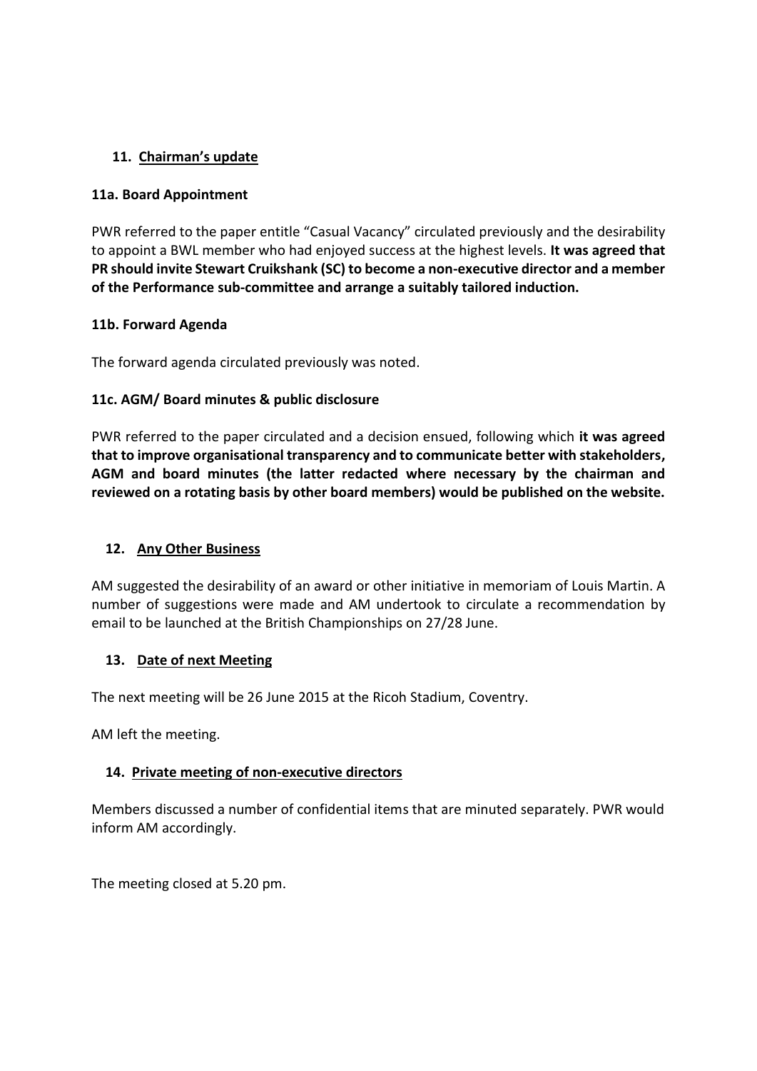## 11. Chairman's update

### 11a. Board Appointment

PWR referred to the paper entitle "Casual Vacancy" circulated previously and the desirability to appoint a BWL member who had enjoyed success at the highest levels. **It was agreed that PR should invite Stewart Cruikshank (SC) to become a non-executive director and a member of the Performance sub-committee and arrange a suitably tailored induction.**

### 11b. Forward Agenda

The forward agenda circulated previously was noted.

### 11c. AGM/ Board minutes & public disclosure

PWR referred to the paper circulated and a decision ensued, following which **it was agreed that to improve organisational transparency and to communicate better with stakeholders, AGM and board minutes (the latter redacted where necessary by the chairman and reviewed on a rotating basis by other board members) would be published on the website.**

## 12. Any Other Business

AM suggested the desirability of an award or other initiative in memoriam of Louis Martin. A number of suggestions were made and AM undertook to circulate a recommendation by email to be launched at the British Championships on 27/28 June.

## 13. Date of next Meeting

The next meeting will be 26 June 2015 at the Ricoh Stadium, Coventry.

AM left the meeting.

## 14. Private meeting of non-executive directors

Members discussed a number of confidential items that are minuted separately. PWR would inform AM accordingly.

The meeting closed at 5.20 pm.